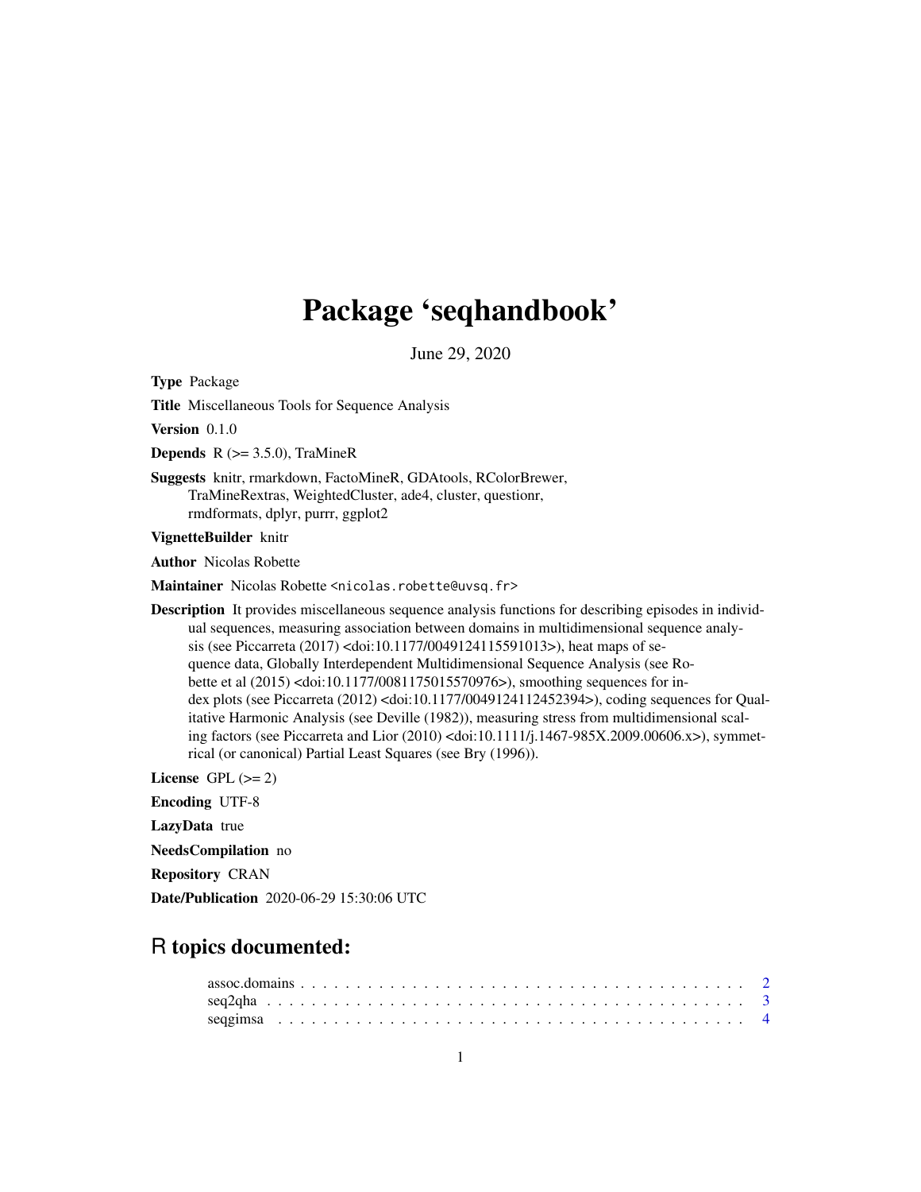# Package 'seqhandbook'

June 29, 2020

**Type** Package

**Title** Miscellaneous Tools for Sequence Analysis

**Version** 0.1.0

**Depends** R (>= 3.5.0), TraMineR

**Suggests** knitr, rmarkdown, FactoMineR, GDAtools, RColorBrewer, TraMineRextras, WeightedCluster, ade4, cluster, questionr, rmdformats, dplyr, purrr, ggplot2

**VignetteBuilder** knitr

**Author** Nicolas Robette

**Maintainer** Nicolas Robette <nicolas.robette@uvsq.fr>

**Description** It provides miscellaneous sequence analysis functions for describing episodes in individual sequences, measuring association between domains in multidimensional sequence analysis (see Piccarreta (2017) <doi:10.1177/0049124115591013>), heat maps of sequence data, Globally Interdependent Multidimensional Sequence Analysis (see Robette et al (2015) <doi:10.1177/0081175015570976>), smoothing sequences for index plots (see Piccarreta (2012) <doi:10.1177/0049124112452394>), coding sequences for Qualitative Harmonic Analysis (see Deville (1982)), measuring stress from multidimensional scaling factors (see Piccarreta and Lior (2010) <doi:10.1111/j.1467-985X.2009.00606.x>), symmetrical (or canonical) Partial Least Squares (see Bry (1996)).

**License** GPL (>= 2)

**Encoding** UTF-8

**LazyData** true

**NeedsCompilation** no

**Repository** CRAN

**Date/Publication** 2020-06-29 15:30:06 UTC

## R topics documented:

assoc.domains . . . . . . . . . . . . . . . . . . . . . . . . . . . . . . . . . . . . . . . 2
seq2qha . . . . . . . . . . . . . . . . . . . . . . . . . . . . . . . . . . . . . . . . . . . 3
seqgimsa . . . . . . . . . . . . . . . . . . . . . . . . . . . . . . . . . . . . . . . . . . . 4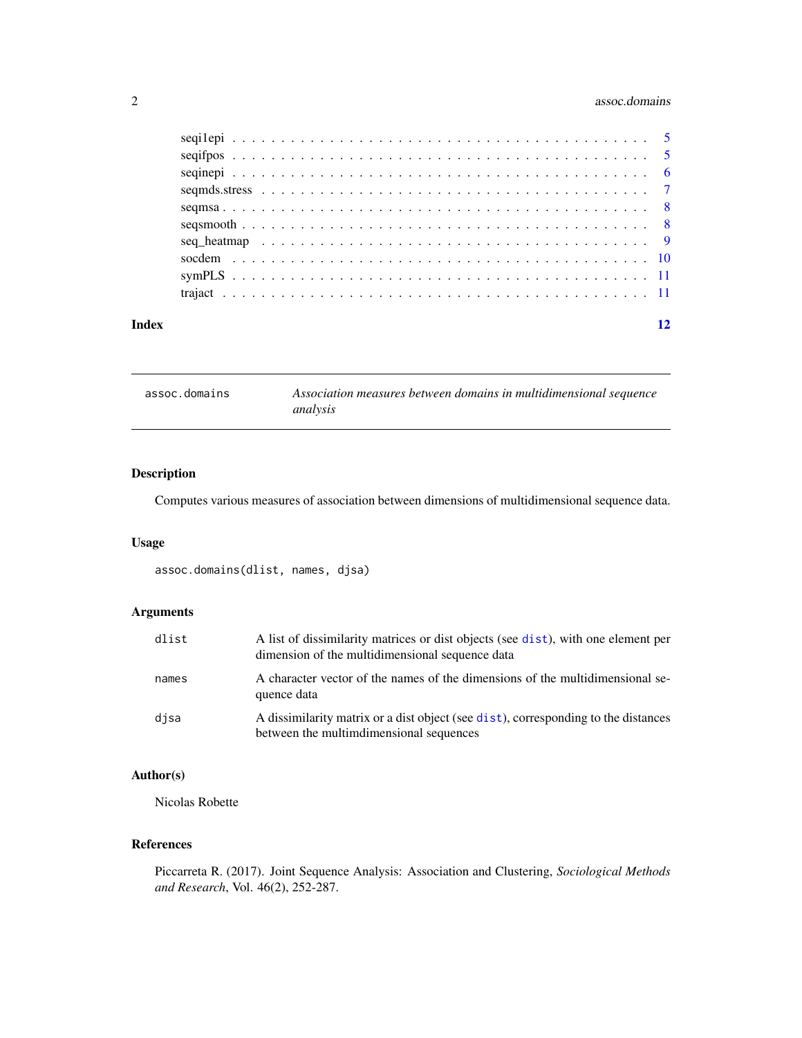| | |
|---|---|
| seqi1epi | 5 |
| seqifpos | 5 |
| seqinepi | 6 |
| seqmds.stress | 7 |
| seqmsa | 8 |
| seqsmooth | 8 |
| seq_heatmap | 9 |
| socdem | 10 |
| symPLS | 11 |
| trajact | 11 |

**Index** **12**

---

`assoc.domains` *Association measures between domains in multidimensional sequence analysis*

---

## Description

Computes various measures of association between dimensions of multidimensional sequence data.

## Usage

```
assoc.domains(dlist, names, djsa)
```

## Arguments

| | |
|---|---|
| `dlist` | A list of dissimilarity matrices or dist objects (see `dist`), with one element per dimension of the multidimensional sequence data |
| `names` | A character vector of the names of the dimensions of the multidimensional sequence data |
| `djsa` | A dissimilarity matrix or a dist object (see `dist`), corresponding to the distances between the multimdimensional sequences |

## Author(s)

Nicolas Robette

## References

Piccarreta R. (2017). Joint Sequence Analysis: Association and Clustering, *Sociological Methods and Research*, Vol. 46(2), 252-287.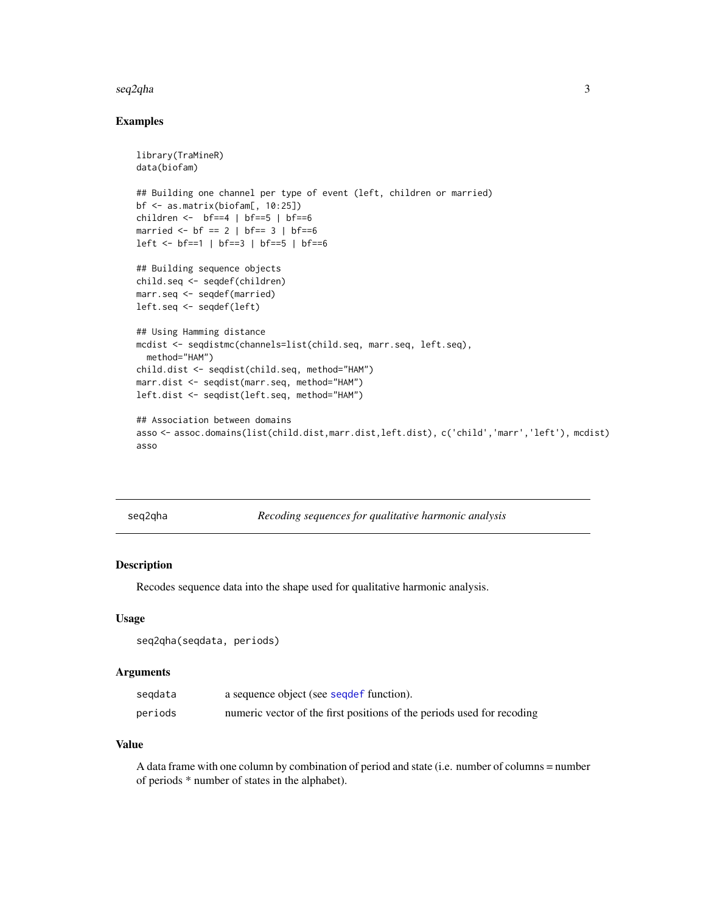## Examples

```
library(TraMineR)
data(biofam)

## Building one channel per type of event (left, children or married)
bf <- as.matrix(biofam[, 10:25])
children <-  bf==4 | bf==5 | bf==6
married <- bf == 2 | bf== 3 | bf==6
left <- bf==1 | bf==3 | bf==5 | bf==6

## Building sequence objects
child.seq <- seqdef(children)
marr.seq <- seqdef(married)
left.seq <- seqdef(left)

## Using Hamming distance
mcdist <- seqdistmc(channels=list(child.seq, marr.seq, left.seq),
  method="HAM")
child.dist <- seqdist(child.seq, method="HAM")
marr.dist <- seqdist(marr.seq, method="HAM")
left.dist <- seqdist(left.seq, method="HAM")

## Association between domains
asso <- assoc.domains(list(child.dist,marr.dist,left.dist), c('child','marr','left'), mcdist)
asso
```

---

# seq2qha — *Recoding sequences for qualitative harmonic analysis*

## Description

Recodes sequence data into the shape used for qualitative harmonic analysis.

## Usage

```
seq2qha(seqdata, periods)
```

## Arguments

| | |
|---|---|
| seqdata | a sequence object (see seqdef function). |
| periods | numeric vector of the first positions of the periods used for recoding |

## Value

A data frame with one column by combination of period and state (i.e. number of columns = number of periods * number of states in the alphabet).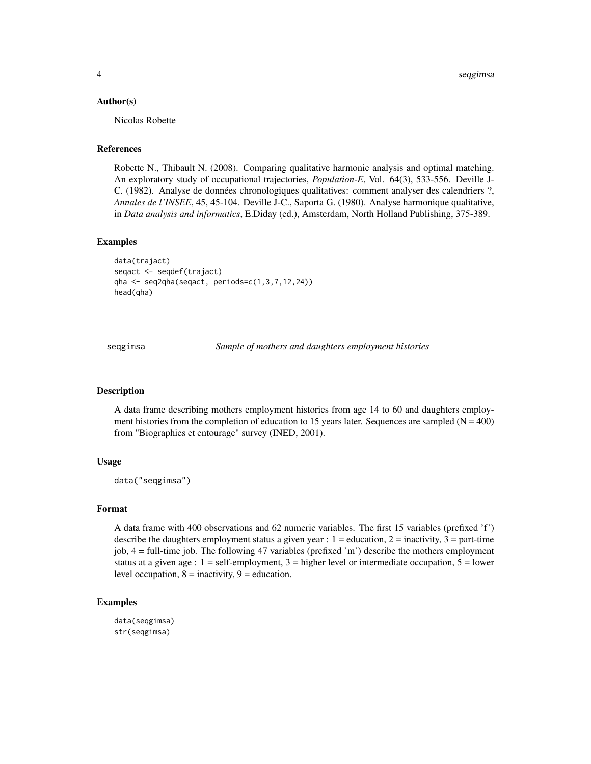### Author(s)

Nicolas Robette

### References

Robette N., Thibault N. (2008). Comparing qualitative harmonic analysis and optimal matching. An exploratory study of occupational trajectories, *Population-E*, Vol. 64(3), 533-556. Deville J-C. (1982). Analyse de données chronologiques qualitatives: comment analyser des calendriers ?, *Annales de l'INSEE*, 45, 45-104. Deville J-C., Saporta G. (1980). Analyse harmonique qualitative, in *Data analysis and informatics*, E.Diday (ed.), Amsterdam, North Holland Publishing, 375-389.

### Examples

```
data(trajact)
seqact <- seqdef(trajact)
qha <- seq2qha(seqact, periods=c(1,3,7,12,24))
head(qha)
```

---

## seqgimsa — *Sample of mothers and daughters employment histories*

---

### Description

A data frame describing mothers employment histories from age 14 to 60 and daughters employment histories from the completion of education to 15 years later. Sequences are sampled (N = 400) from "Biographies et entourage" survey (INED, 2001).

### Usage

```
data("seqgimsa")
```

### Format

A data frame with 400 observations and 62 numeric variables. The first 15 variables (prefixed 'f') describe the daughters employment status a given year : 1 = education, 2 = inactivity, 3 = part-time job, 4 = full-time job. The following 47 variables (prefixed 'm') describe the mothers employment status at a given age : 1 = self-employment, 3 = higher level or intermediate occupation, 5 = lower level occupation, 8 = inactivity, 9 = education.

### Examples

```
data(seqgimsa)
str(seqgimsa)
```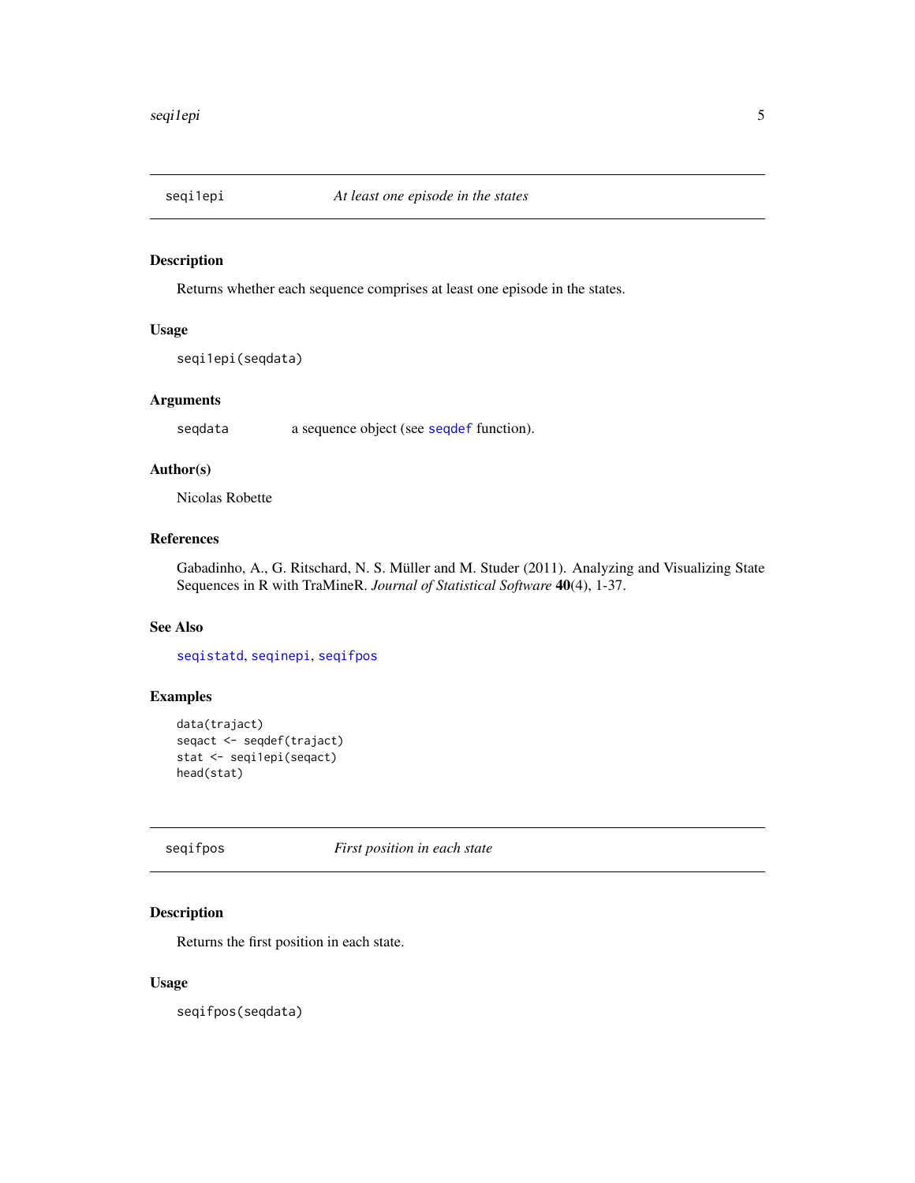## seqi1epi — *At least one episode in the states*

### Description

Returns whether each sequence comprises at least one episode in the states.

### Usage

```
seqi1epi(seqdata)
```

### Arguments

seqdata — a sequence object (see seqdef function).

### Author(s)

Nicolas Robette

### References

Gabadinho, A., G. Ritschard, N. S. Müller and M. Studer (2011). Analyzing and Visualizing State Sequences in R with TraMineR. *Journal of Statistical Software* **40**(4), 1-37.

### See Also

seqistatd, seqinepi, seqifpos

### Examples

```
data(traject)
seqact <- seqdef(traject)
stat <- seqi1epi(seqact)
head(stat)
```

## seqifpos — *First position in each state*

### Description

Returns the first position in each state.

### Usage

```
seqifpos(seqdata)
```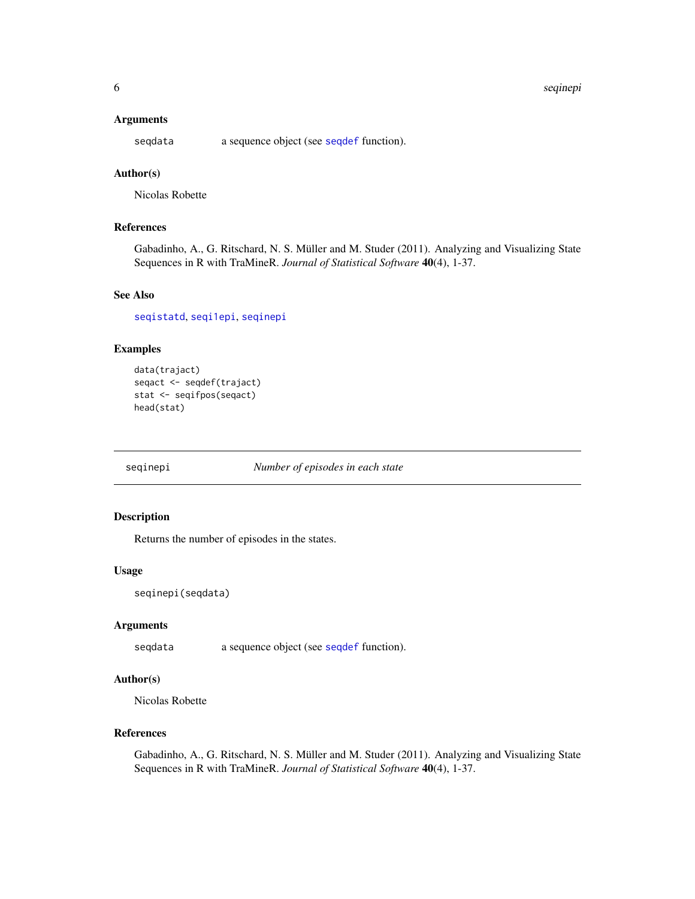### Arguments

seqdata a sequence object (see seqdef function).

### Author(s)

Nicolas Robette

### References

Gabadinho, A., G. Ritschard, N. S. Müller and M. Studer (2011). Analyzing and Visualizing State Sequences in R with TraMineR. *Journal of Statistical Software* **40**(4), 1-37.

### See Also

seqistatd, seqi1epi, seqinepi

### Examples

```
data(trajact)
seqact <- seqdef(trajact)
stat <- seqifpos(seqact)
head(stat)
```

---

## seqinepi — *Number of episodes in each state*

---

### Description

Returns the number of episodes in the states.

### Usage

```
seqinepi(seqdata)
```

### Arguments

seqdata a sequence object (see seqdef function).

### Author(s)

Nicolas Robette

### References

Gabadinho, A., G. Ritschard, N. S. Müller and M. Studer (2011). Analyzing and Visualizing State Sequences in R with TraMineR. *Journal of Statistical Software* **40**(4), 1-37.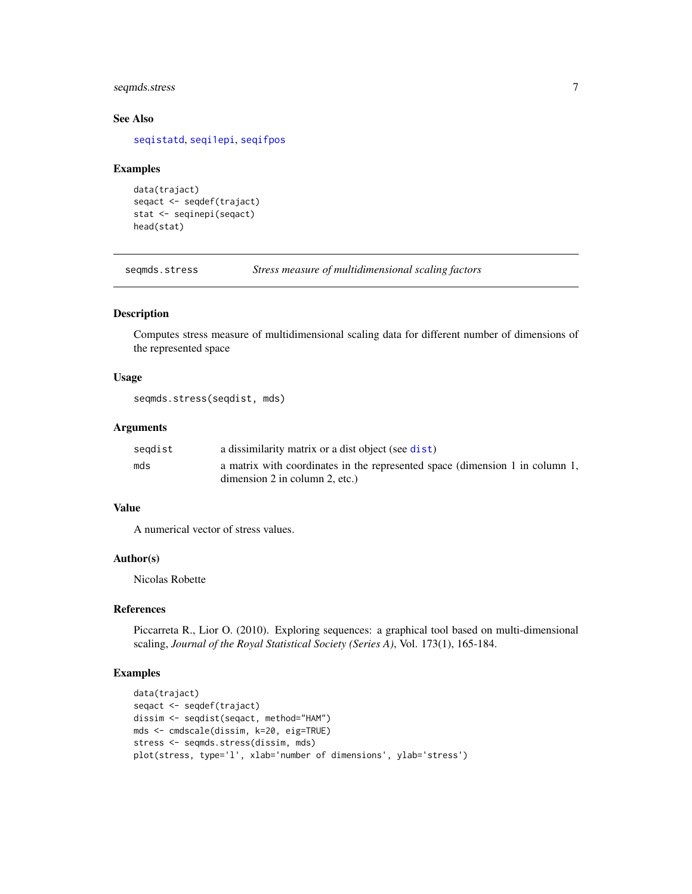### See Also

seqistatd, seqi1epi, seqifpos

### Examples

```
data(trajact)
seqact <- seqdef(trajact)
stat <- seqinepi(seqact)
head(stat)
```

## seqmds.stress    *Stress measure of multidimensional scaling factors*

### Description

Computes stress measure of multidimensional scaling data for different number of dimensions of the represented space

### Usage

```
seqmds.stress(seqdist, mds)
```

### Arguments

| | |
|---|---|
| seqdist | a dissimilarity matrix or a dist object (see dist) |
| mds | a matrix with coordinates in the represented space (dimension 1 in column 1, dimension 2 in column 2, etc.) |

### Value

A numerical vector of stress values.

### Author(s)

Nicolas Robette

### References

Piccarreta R., Lior O. (2010). Exploring sequences: a graphical tool based on multi-dimensional scaling, *Journal of the Royal Statistical Society (Series A)*, Vol. 173(1), 165-184.

### Examples

```
data(trajact)
seqact <- seqdef(trajact)
dissim <- seqdist(seqact, method="HAM")
mds <- cmdscale(dissim, k=20, eig=TRUE)
stress <- seqmds.stress(dissim, mds)
plot(stress, type='l', xlab='number of dimensions', ylab='stress')
```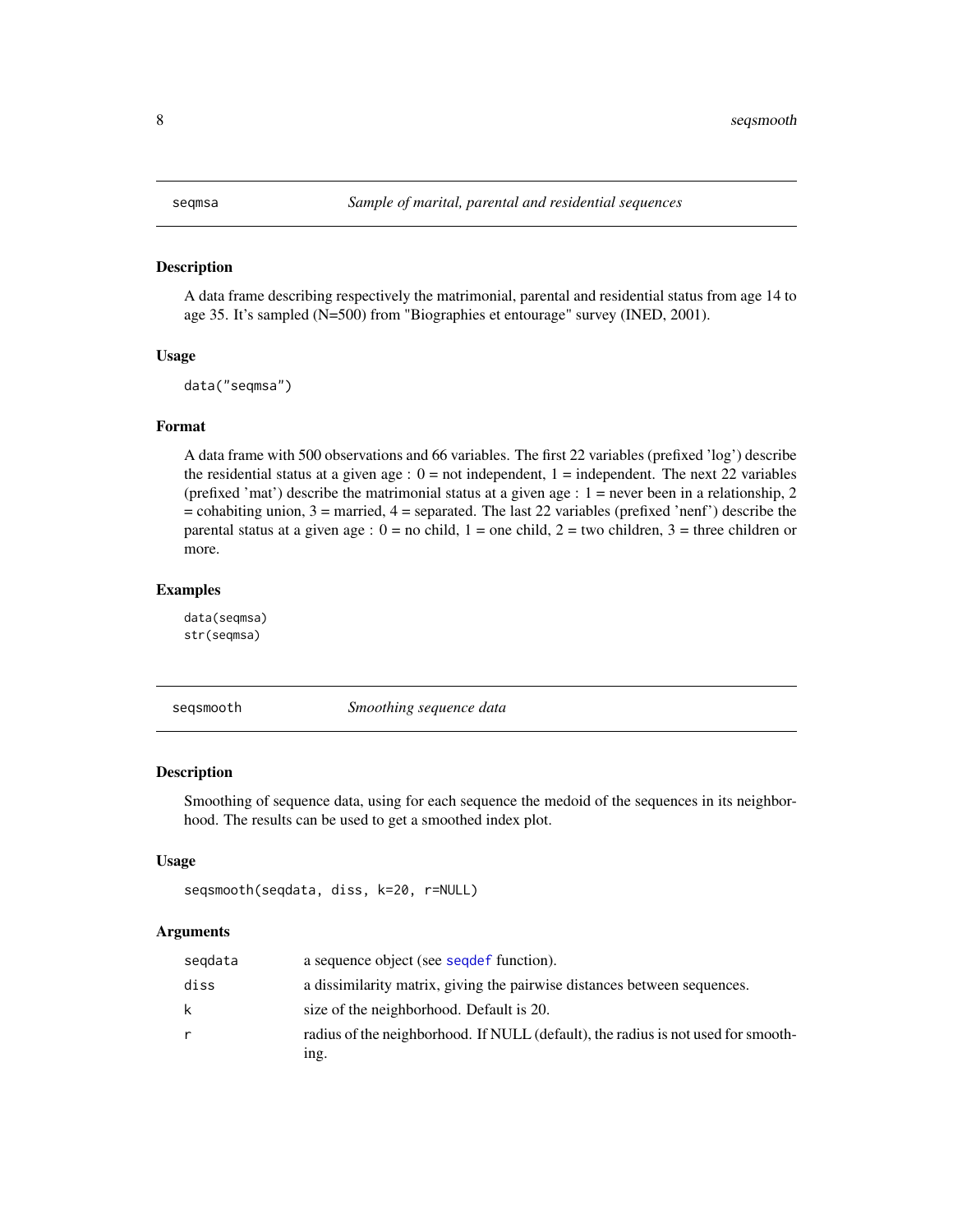## seqmsa — *Sample of marital, parental and residential sequences*

### Description

A data frame describing respectively the matrimonial, parental and residential status from age 14 to age 35. It's sampled (N=500) from "Biographies et entourage" survey (INED, 2001).

### Usage

```
data("seqmsa")
```

### Format

A data frame with 500 observations and 66 variables. The first 22 variables (prefixed 'log') describe the residential status at a given age : 0 = not independent, 1 = independent. The next 22 variables (prefixed 'mat') describe the matrimonial status at a given age : 1 = never been in a relationship, 2 = cohabiting union, 3 = married, 4 = separated. The last 22 variables (prefixed 'nenf') describe the parental status at a given age : 0 = no child, 1 = one child, 2 = two children, 3 = three children or more.

### Examples

```
data(seqmsa)
str(seqmsa)
```

## seqsmooth — *Smoothing sequence data*

### Description

Smoothing of sequence data, using for each sequence the medoid of the sequences in its neighborhood. The results can be used to get a smoothed index plot.

### Usage

```
seqsmooth(seqdata, diss, k=20, r=NULL)
```

### Arguments

| | |
|---|---|
| seqdata | a sequence object (see seqdef function). |
| diss | a dissimilarity matrix, giving the pairwise distances between sequences. |
| k | size of the neighborhood. Default is 20. |
| r | radius of the neighborhood. If NULL (default), the radius is not used for smoothing. |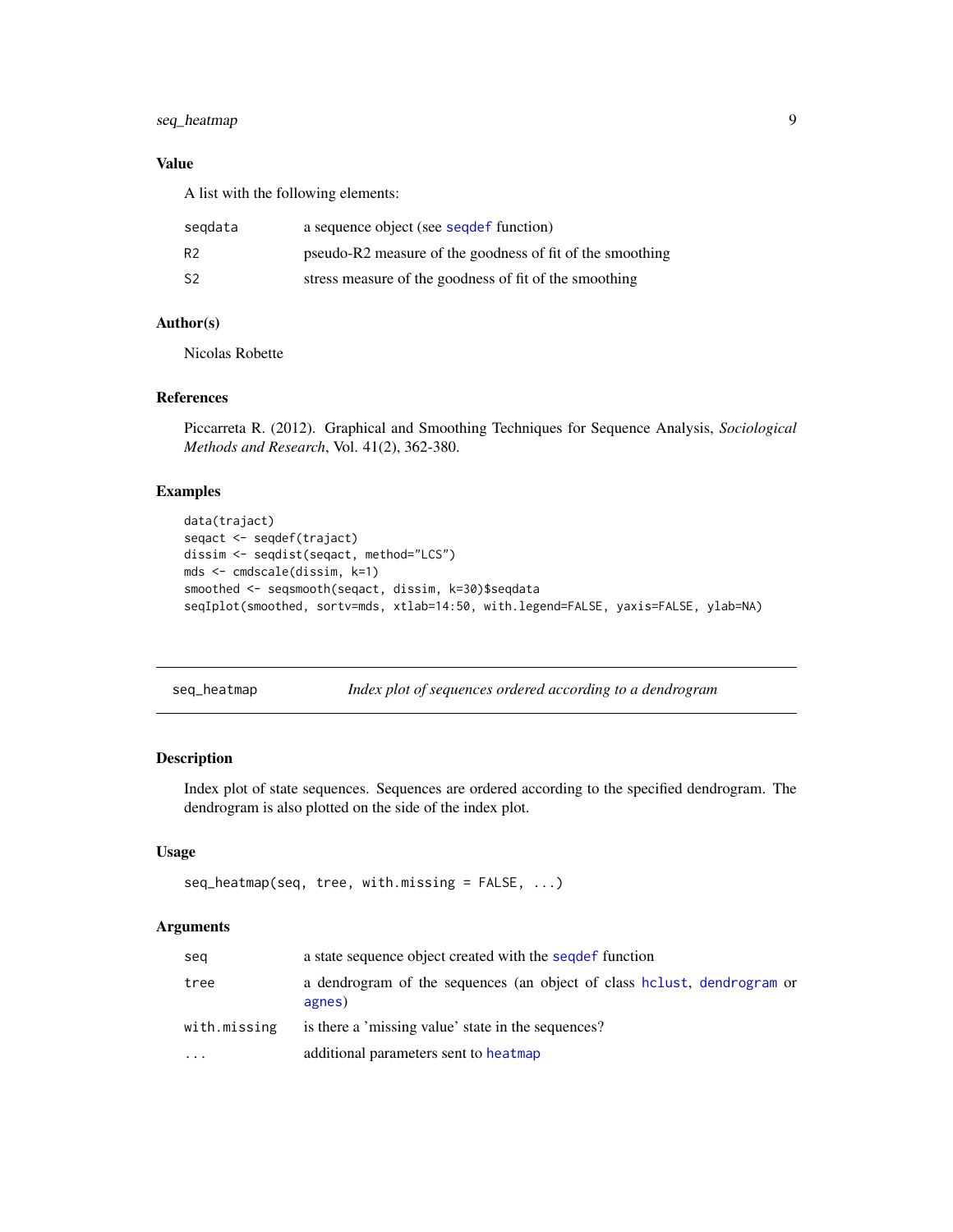## Value

A list with the following elements:

| | |
|---|---|
| `seqdata` | a sequence object (see `seqdef` function) |
| `R2` | pseudo-R2 measure of the goodness of fit of the smoothing |
| `S2` | stress measure of the goodness of fit of the smoothing |

## Author(s)

Nicolas Robette

## References

Piccarreta R. (2012). Graphical and Smoothing Techniques for Sequence Analysis, *Sociological Methods and Research*, Vol. 41(2), 362-380.

## Examples

```
data(trajact)
seqact <- seqdef(trajact)
dissim <- seqdist(seqact, method="LCS")
mds <- cmdscale(dissim, k=1)
smoothed <- seqsmooth(seqact, dissim, k=30)$seqdata
seqIplot(smoothed, sortv=mds, xtlab=14:50, with.legend=FALSE, yaxis=FALSE, ylab=NA)
```

---

# seq_heatmap — *Index plot of sequences ordered according to a dendrogram*

## Description

Index plot of state sequences. Sequences are ordered according to the specified dendrogram. The dendrogram is also plotted on the side of the index plot.

## Usage

```
seq_heatmap(seq, tree, with.missing = FALSE, ...)
```

## Arguments

| | |
|---|---|
| `seq` | a state sequence object created with the `seqdef` function |
| `tree` | a dendrogram of the sequences (an object of class `hclust`, `dendrogram` or `agnes`) |
| `with.missing` | is there a 'missing value' state in the sequences? |
| `...` | additional parameters sent to `heatmap` |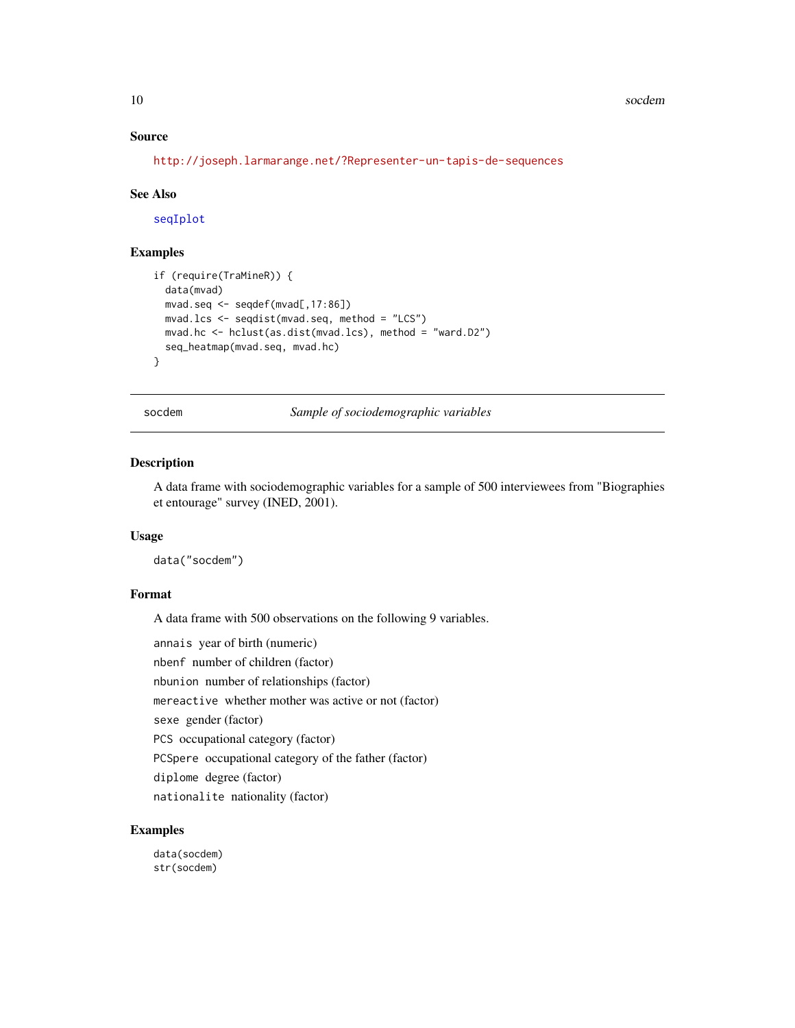### Source

http://joseph.larmarange.net/?Representer-un-tapis-de-sequences

### See Also

seqIplot

### Examples

```
if (require(TraMineR)) {
  data(mvad)
  mvad.seq <- seqdef(mvad[,17:86])
  mvad.lcs <- seqdist(mvad.seq, method = "LCS")
  mvad.hc <- hclust(as.dist(mvad.lcs), method = "ward.D2")
  seq_heatmap(mvad.seq, mvad.hc)
}
```

---

## socdem — *Sample of sociodemographic variables*

---

### Description

A data frame with sociodemographic variables for a sample of 500 interviewees from "Biographies et entourage" survey (INED, 2001).

### Usage

```
data("socdem")
```

### Format

A data frame with 500 observations on the following 9 variables.

- `annais` year of birth (numeric)
- `nbenf` number of children (factor)
- `nbunion` number of relationships (factor)
- `mereactive` whether mother was active or not (factor)
- `sexe` gender (factor)
- `PCS` occupational category (factor)
- `PCSpere` occupational category of the father (factor)
- `diplome` degree (factor)
- `nationalite` nationality (factor)

### Examples

```
data(socdem)
str(socdem)
```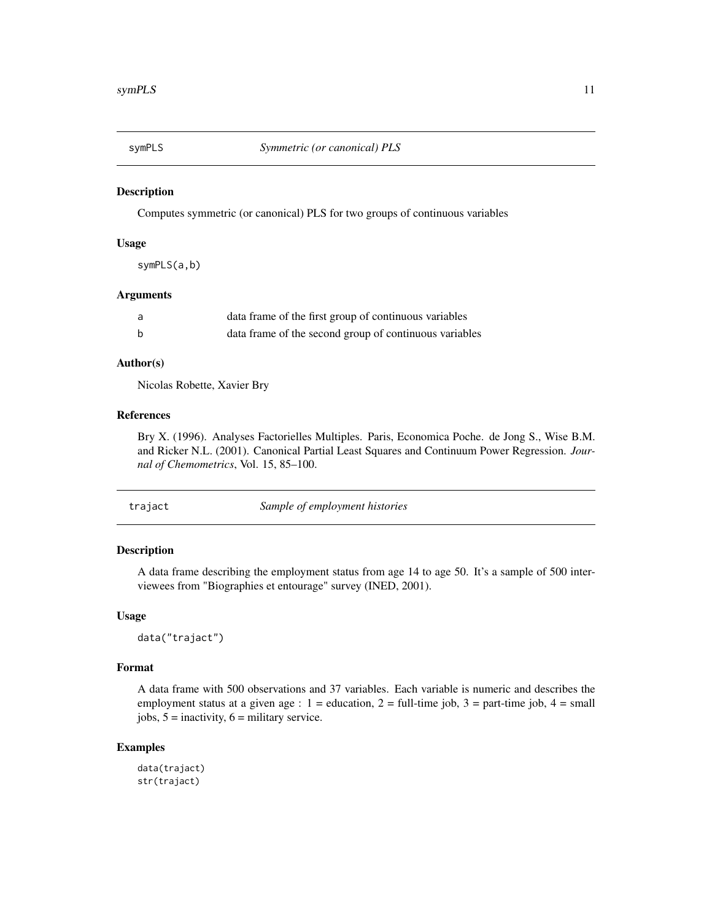## symPLS *Symmetric (or canonical) PLS*

### Description

Computes symmetric (or canonical) PLS for two groups of continuous variables

### Usage

```
symPLS(a,b)
```

### Arguments

| | |
|---|---|
| a | data frame of the first group of continuous variables |
| b | data frame of the second group of continuous variables |

### Author(s)

Nicolas Robette, Xavier Bry

### References

Bry X. (1996). Analyses Factorielles Multiples. Paris, Economica Poche. de Jong S., Wise B.M. and Ricker N.L. (2001). Canonical Partial Least Squares and Continuum Power Regression. *Journal of Chemometrics*, Vol. 15, 85–100.

## trajact *Sample of employment histories*

### Description

A data frame describing the employment status from age 14 to age 50. It's a sample of 500 interviewees from "Biographies et entourage" survey (INED, 2001).

### Usage

```
data("trajact")
```

### Format

A data frame with 500 observations and 37 variables. Each variable is numeric and describes the employment status at a given age : 1 = education, 2 = full-time job, 3 = part-time job, 4 = small jobs, 5 = inactivity, 6 = military service.

### Examples

```
data(trajact)
str(trajact)
```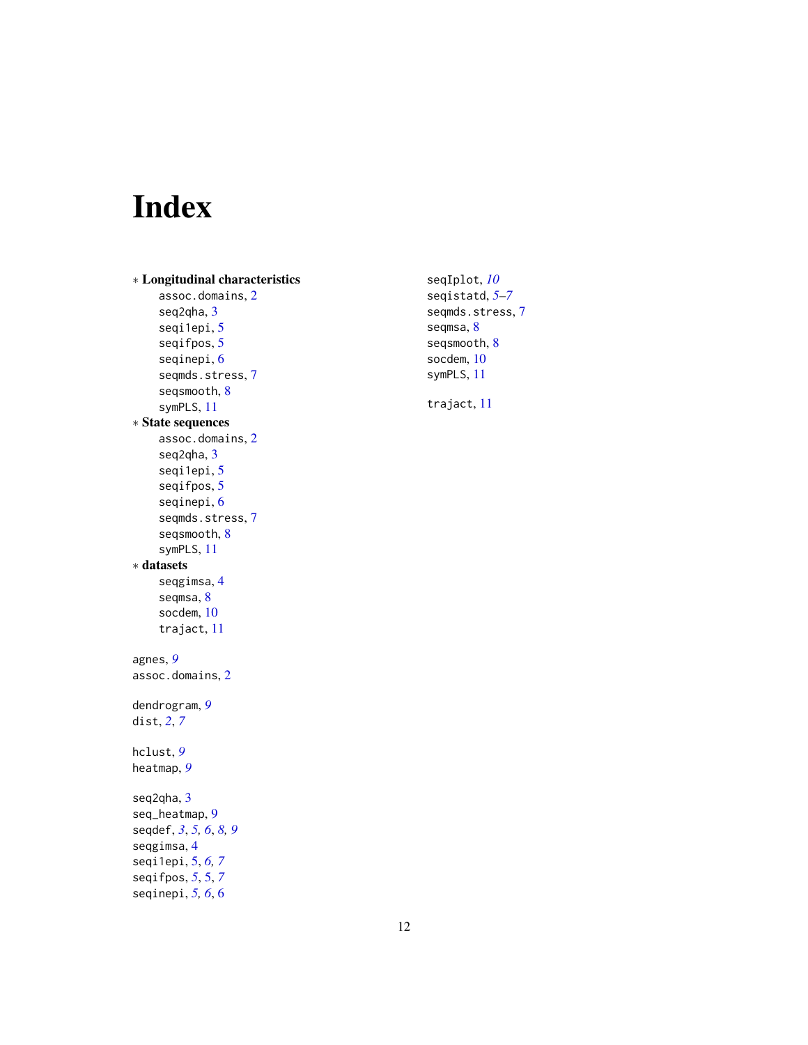# Index

* **Longitudinal characteristics**
  - assoc.domains, 2
  - seq2qha, 3
  - seqi1epi, 5
  - seqifpos, 5
  - seqinepi, 6
  - seqmds.stress, 7
  - seqsmooth, 8
  - symPLS, 11
* **State sequences**
  - assoc.domains, 2
  - seq2qha, 3
  - seqi1epi, 5
  - seqifpos, 5
  - seqinepi, 6
  - seqmds.stress, 7
  - seqsmooth, 8
  - symPLS, 11
* **datasets**
  - seqgimsa, 4
  - seqmsa, 8
  - socdem, 10
  - trajact, 11

agnes, *9*
assoc.domains, 2

dendrogram, *9*
dist, *2*, *7*

hclust, *9*
heatmap, *9*

seq2qha, 3
seq_heatmap, 9
seqdef, *3*, *5*, *6*, *8*, *9*
seqgimsa, 4
seqi1epi, 5, *6*, *7*
seqifpos, *5*, 5, *7*
seqinepi, *5*, *6*, 6
seqIplot, *10*
seqistatd, *5–7*
seqmds.stress, 7
seqmsa, 8
seqsmooth, 8
socdem, 10
symPLS, 11

trajact, 11